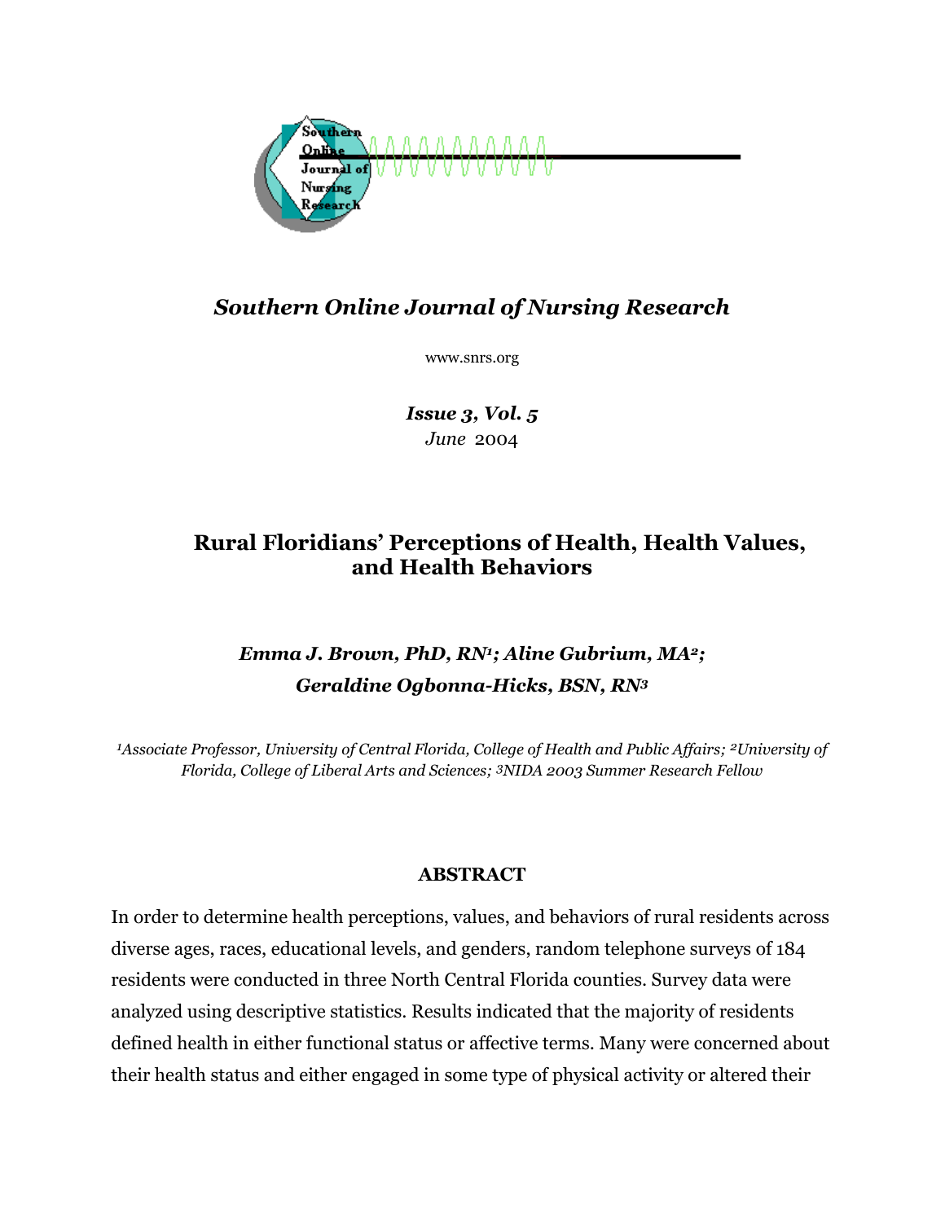# Southern Online Journal of Nursing Research

www.snrs.org

***Issue 3, Vol. 5***
*June* 2004

## Rural Floridians' Perceptions of Health, Health Values, and Health Behaviors

***Emma J. Brown, PhD, RN[1]; Aline Gubrium, MA[2]; Geraldine Ogbonna-Hicks, BSN, RN[3]***

*[1]Associate Professor, University of Central Florida, College of Health and Public Affairs; [2]University of Florida, College of Liberal Arts and Sciences; [3]NIDA 2003 Summer Research Fellow*

### ABSTRACT

In order to determine health perceptions, values, and behaviors of rural residents across diverse ages, races, educational levels, and genders, random telephone surveys of 184 residents were conducted in three North Central Florida counties. Survey data were analyzed using descriptive statistics. Results indicated that the majority of residents defined health in either functional status or affective terms. Many were concerned about their health status and either engaged in some type of physical activity or altered their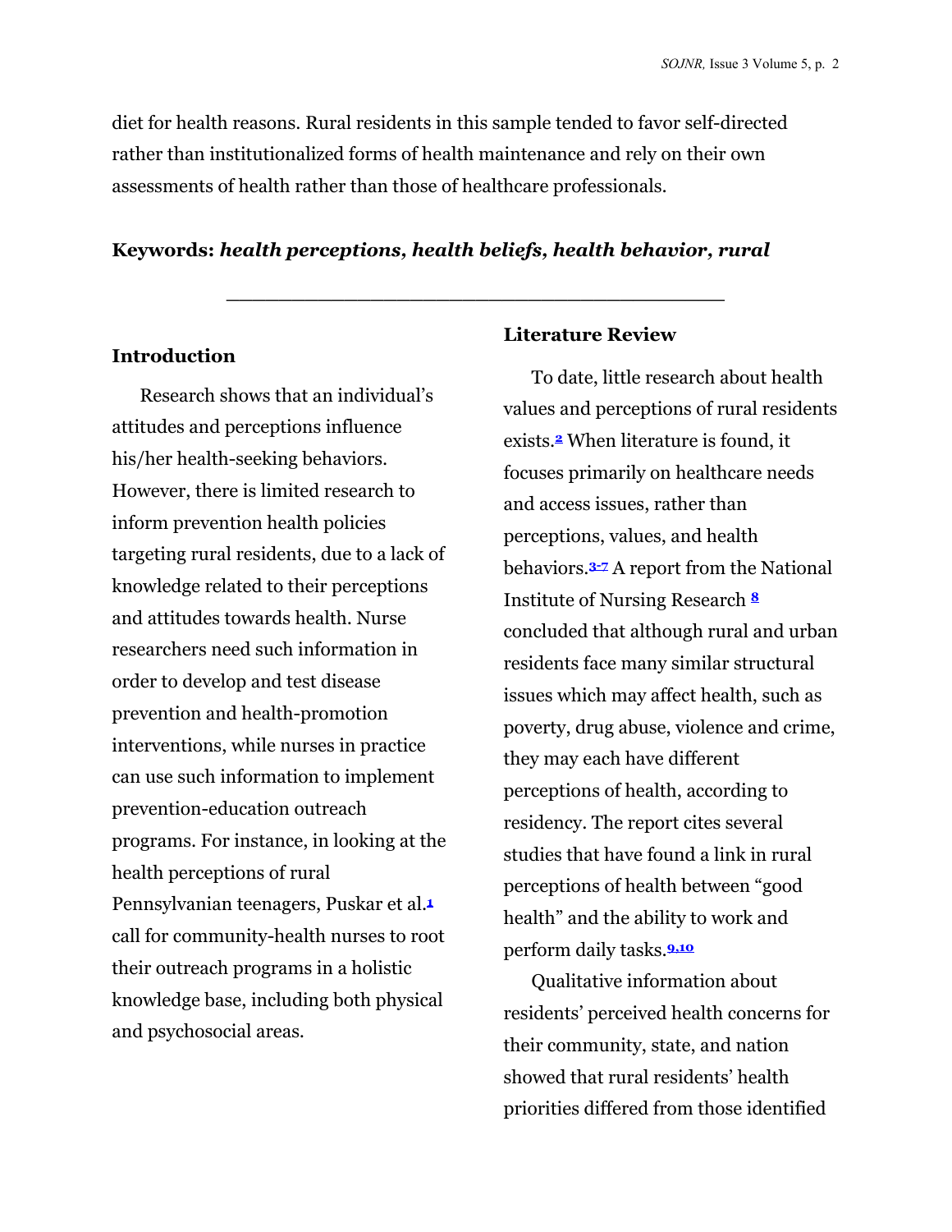diet for health reasons. Rural residents in this sample tended to favor self-directed rather than institutionalized forms of health maintenance and rely on their own assessments of health rather than those of healthcare professionals.

**Keywords:** ***health perceptions, health beliefs, health behavior, rural***

---

## Introduction

Research shows that an individual's attitudes and perceptions influence his/her health-seeking behaviors. However, there is limited research to inform prevention health policies targeting rural residents, due to a lack of knowledge related to their perceptions and attitudes towards health. Nurse researchers need such information in order to develop and test disease prevention and health-promotion interventions, while nurses in practice can use such information to implement prevention-education outreach programs. For instance, in looking at the health perceptions of rural Pennsylvanian teenagers, Puskar et al.[1] call for community-health nurses to root their outreach programs in a holistic knowledge base, including both physical and psychosocial areas.

## Literature Review

To date, little research about health values and perceptions of rural residents exists.[2] When literature is found, it focuses primarily on healthcare needs and access issues, rather than perceptions, values, and health behaviors.[3-7] A report from the National Institute of Nursing Research [8] concluded that although rural and urban residents face many similar structural issues which may affect health, such as poverty, drug abuse, violence and crime, they may each have different perceptions of health, according to residency. The report cites several studies that have found a link in rural perceptions of health between "good health" and the ability to work and perform daily tasks.[9,10]

Qualitative information about residents' perceived health concerns for their community, state, and nation showed that rural residents' health priorities differed from those identified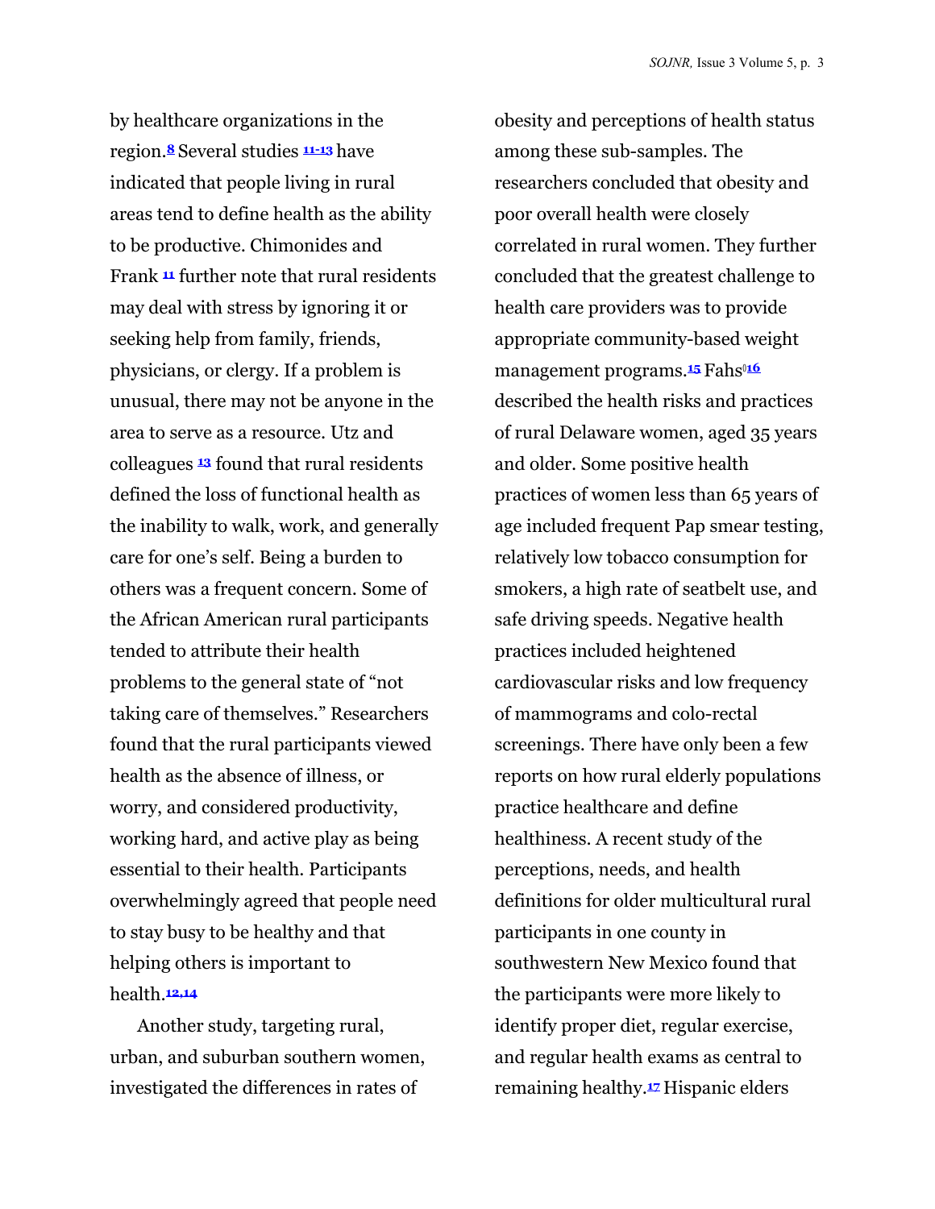by healthcare organizations in the region.[8] Several studies [11-13] have indicated that people living in rural areas tend to define health as the ability to be productive. Chimonides and Frank [11] further note that rural residents may deal with stress by ignoring it or seeking help from family, friends, physicians, or clergy. If a problem is unusual, there may not be anyone in the area to serve as a resource. Utz and colleagues [13] found that rural residents defined the loss of functional health as the inability to walk, work, and generally care for one's self. Being a burden to others was a frequent concern. Some of the African American rural participants tended to attribute their health problems to the general state of "not taking care of themselves." Researchers found that the rural participants viewed health as the absence of illness, or worry, and considered productivity, working hard, and active play as being essential to their health. Participants overwhelmingly agreed that people need to stay busy to be healthy and that helping others is important to health.[12,14]

Another study, targeting rural, urban, and suburban southern women, investigated the differences in rates of obesity and perceptions of health status among these sub-samples. The researchers concluded that obesity and poor overall health were closely correlated in rural women. They further concluded that the greatest challenge to health care providers was to provide appropriate community-based weight management programs.[15] Fahs[16] described the health risks and practices of rural Delaware women, aged 35 years and older. Some positive health practices of women less than 65 years of age included frequent Pap smear testing, relatively low tobacco consumption for smokers, a high rate of seatbelt use, and safe driving speeds. Negative health practices included heightened cardiovascular risks and low frequency of mammograms and colo-rectal screenings. There have only been a few reports on how rural elderly populations practice healthcare and define healthiness. A recent study of the perceptions, needs, and health definitions for older multicultural rural participants in one county in southwestern New Mexico found that the participants were more likely to identify proper diet, regular exercise, and regular health exams as central to remaining healthy.[17] Hispanic elders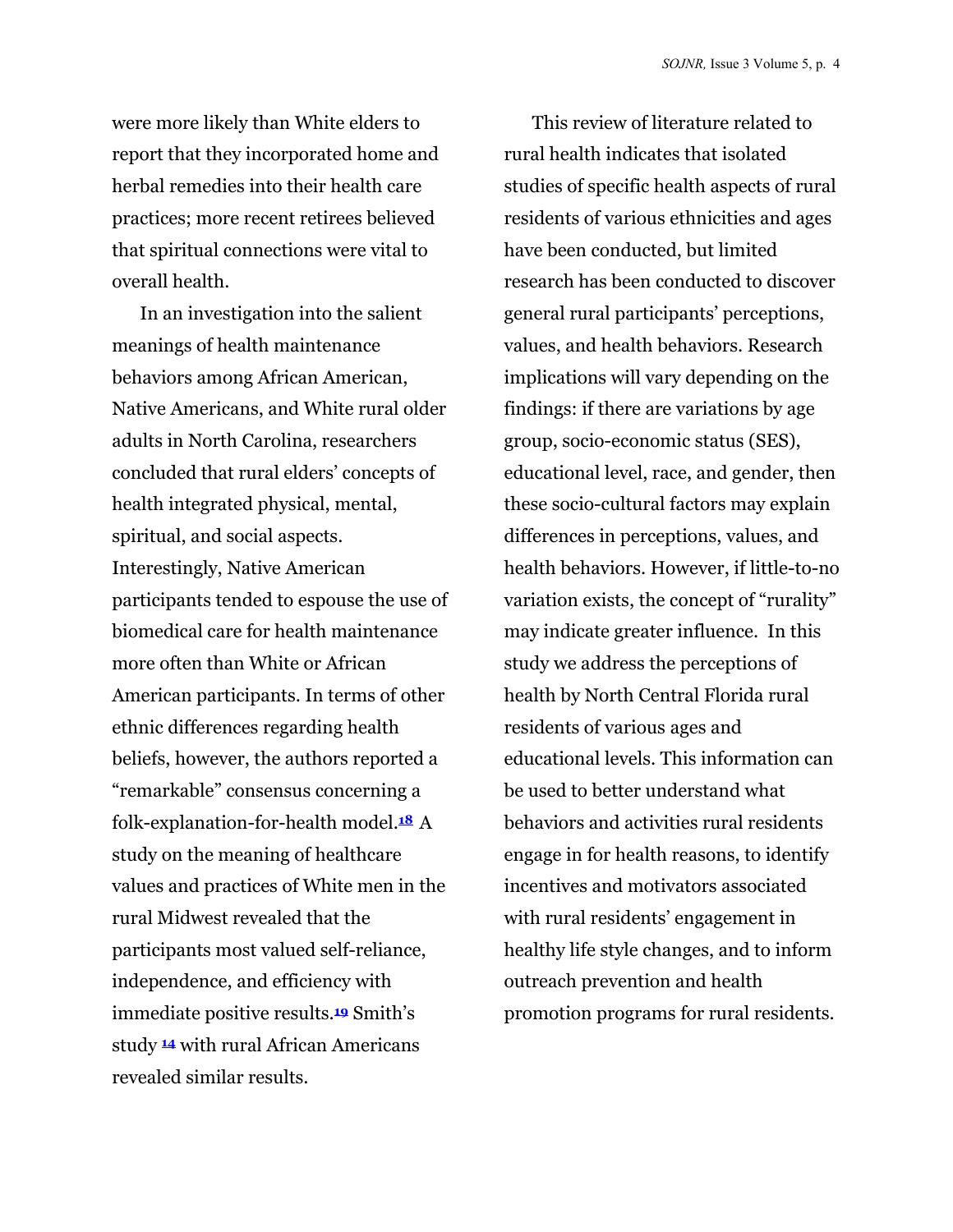were more likely than White elders to report that they incorporated home and herbal remedies into their health care practices; more recent retirees believed that spiritual connections were vital to overall health.

In an investigation into the salient meanings of health maintenance behaviors among African American, Native Americans, and White rural older adults in North Carolina, researchers concluded that rural elders' concepts of health integrated physical, mental, spiritual, and social aspects. Interestingly, Native American participants tended to espouse the use of biomedical care for health maintenance more often than White or African American participants. In terms of other ethnic differences regarding health beliefs, however, the authors reported a "remarkable" consensus concerning a folk-explanation-for-health model.[18] A study on the meaning of healthcare values and practices of White men in the rural Midwest revealed that the participants most valued self-reliance, independence, and efficiency with immediate positive results.[19] Smith's study [14] with rural African Americans revealed similar results.

This review of literature related to rural health indicates that isolated studies of specific health aspects of rural residents of various ethnicities and ages have been conducted, but limited research has been conducted to discover general rural participants' perceptions, values, and health behaviors. Research implications will vary depending on the findings: if there are variations by age group, socio-economic status (SES), educational level, race, and gender, then these socio-cultural factors may explain differences in perceptions, values, and health behaviors. However, if little-to-no variation exists, the concept of "rurality" may indicate greater influence. In this study we address the perceptions of health by North Central Florida rural residents of various ages and educational levels. This information can be used to better understand what behaviors and activities rural residents engage in for health reasons, to identify incentives and motivators associated with rural residents' engagement in healthy life style changes, and to inform outreach prevention and health promotion programs for rural residents.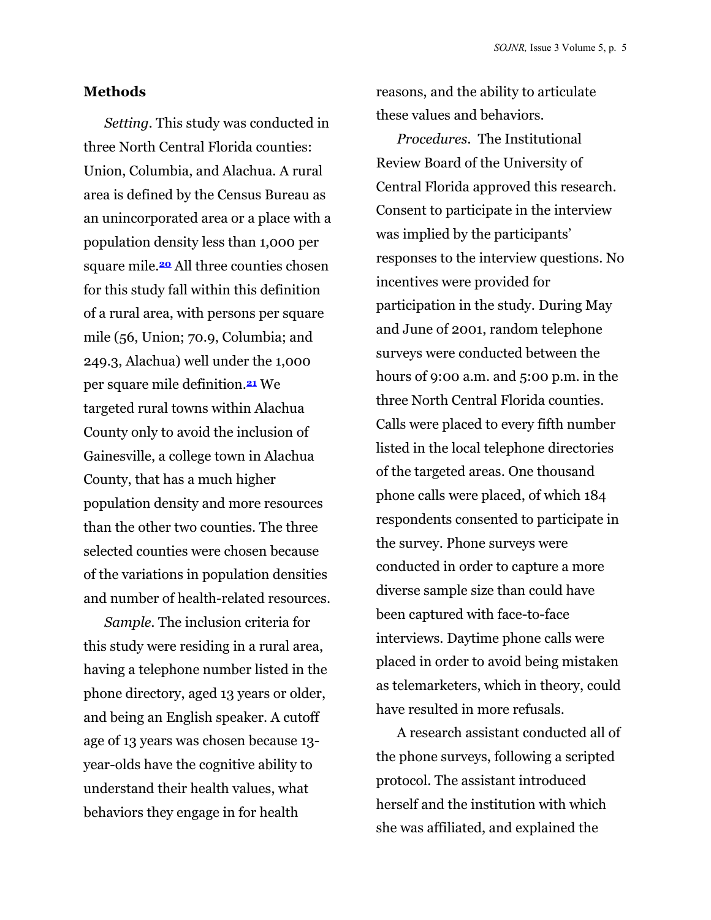## Methods

*Setting*. This study was conducted in three North Central Florida counties: Union, Columbia, and Alachua. A rural area is defined by the Census Bureau as an unincorporated area or a place with a population density less than 1,000 per square mile.[20] All three counties chosen for this study fall within this definition of a rural area, with persons per square mile (56, Union; 70.9, Columbia; and 249.3, Alachua) well under the 1,000 per square mile definition.[21] We targeted rural towns within Alachua County only to avoid the inclusion of Gainesville, a college town in Alachua County, that has a much higher population density and more resources than the other two counties. The three selected counties were chosen because of the variations in population densities and number of health-related resources.

*Sample*. The inclusion criteria for this study were residing in a rural area, having a telephone number listed in the phone directory, aged 13 years or older, and being an English speaker. A cutoff age of 13 years was chosen because 13-year-olds have the cognitive ability to understand their health values, what behaviors they engage in for health reasons, and the ability to articulate these values and behaviors.

*Procedures*. The Institutional Review Board of the University of Central Florida approved this research. Consent to participate in the interview was implied by the participants' responses to the interview questions. No incentives were provided for participation in the study. During May and June of 2001, random telephone surveys were conducted between the hours of 9:00 a.m. and 5:00 p.m. in the three North Central Florida counties. Calls were placed to every fifth number listed in the local telephone directories of the targeted areas. One thousand phone calls were placed, of which 184 respondents consented to participate in the survey. Phone surveys were conducted in order to capture a more diverse sample size than could have been captured with face-to-face interviews. Daytime phone calls were placed in order to avoid being mistaken as telemarketers, which in theory, could have resulted in more refusals.

A research assistant conducted all of the phone surveys, following a scripted protocol. The assistant introduced herself and the institution with which she was affiliated, and explained the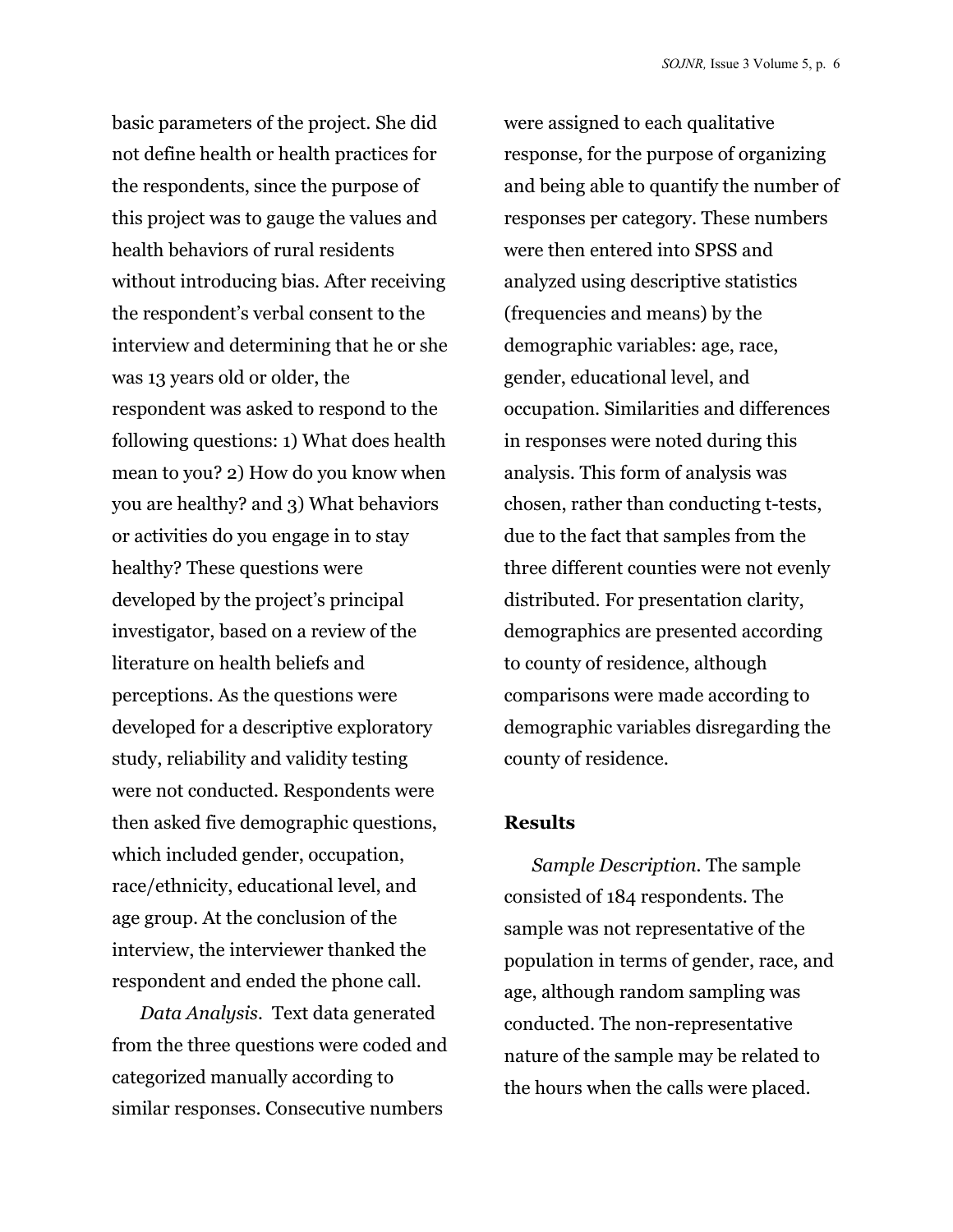basic parameters of the project. She did not define health or health practices for the respondents, since the purpose of this project was to gauge the values and health behaviors of rural residents without introducing bias. After receiving the respondent's verbal consent to the interview and determining that he or she was 13 years old or older, the respondent was asked to respond to the following questions: 1) What does health mean to you? 2) How do you know when you are healthy? and 3) What behaviors or activities do you engage in to stay healthy? These questions were developed by the project's principal investigator, based on a review of the literature on health beliefs and perceptions. As the questions were developed for a descriptive exploratory study, reliability and validity testing were not conducted. Respondents were then asked five demographic questions, which included gender, occupation, race/ethnicity, educational level, and age group. At the conclusion of the interview, the interviewer thanked the respondent and ended the phone call.

*Data Analysis*. Text data generated from the three questions were coded and categorized manually according to similar responses. Consecutive numbers were assigned to each qualitative response, for the purpose of organizing and being able to quantify the number of responses per category. These numbers were then entered into SPSS and analyzed using descriptive statistics (frequencies and means) by the demographic variables: age, race, gender, educational level, and occupation. Similarities and differences in responses were noted during this analysis. This form of analysis was chosen, rather than conducting t-tests, due to the fact that samples from the three different counties were not evenly distributed. For presentation clarity, demographics are presented according to county of residence, although comparisons were made according to demographic variables disregarding the county of residence.

## Results

*Sample Description*. The sample consisted of 184 respondents. The sample was not representative of the population in terms of gender, race, and age, although random sampling was conducted. The non-representative nature of the sample may be related to the hours when the calls were placed.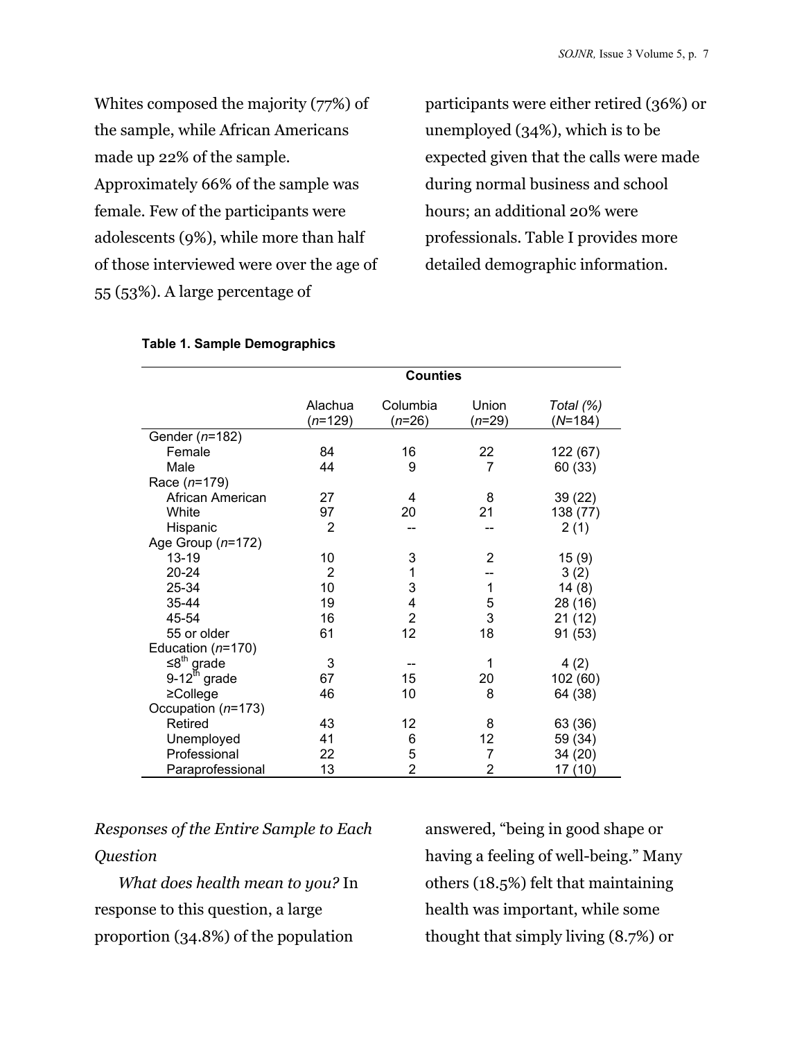Whites composed the majority (77%) of the sample, while African Americans made up 22% of the sample. Approximately 66% of the sample was female. Few of the participants were adolescents (9%), while more than half of those interviewed were over the age of 55 (53%). A large percentage of participants were either retired (36%) or unemployed (34%), which is to be expected given that the calls were made during normal business and school hours; an additional 20% were professionals. Table I provides more detailed demographic information.

**Table 1. Sample Demographics**

| | Counties | | | |
|---|---|---|---|---|
| | Alachua (*n*=129) | Columbia (*n*=26) | Union (*n*=29) | *Total (%)* (*N*=184) |
| Gender (*n*=182) | | | | |
| Female | 84 | 16 | 22 | 122 (67) |
| Male | 44 | 9 | 7 | 60 (33) |
| Race (*n*=179) | | | | |
| African American | 27 | 4 | 8 | 39 (22) |
| White | 97 | 20 | 21 | 138 (77) |
| Hispanic | 2 | -- | -- | 2 (1) |
| Age Group (*n*=172) | | | | |
| 13-19 | 10 | 3 | 2 | 15 (9) |
| 20-24 | 2 | 1 | -- | 3 (2) |
| 25-34 | 10 | 3 | 1 | 14 (8) |
| 35-44 | 19 | 4 | 5 | 28 (16) |
| 45-54 | 16 | 2 | 3 | 21 (12) |
| 55 or older | 61 | 12 | 18 | 91 (53) |
| Education (*n*=170) | | | | |
| ≤8th grade | 3 | -- | 1 | 4 (2) |
| 9-12th grade | 67 | 15 | 20 | 102 (60) |
| ≥College | 46 | 10 | 8 | 64 (38) |
| Occupation (*n*=173) | | | | |
| Retired | 43 | 12 | 8 | 63 (36) |
| Unemployed | 41 | 6 | 12 | 59 (34) |
| Professional | 22 | 5 | 7 | 34 (20) |
| Paraprofessional | 13 | 2 | 2 | 17 (10) |

*Responses of the Entire Sample to Each Question*

*What does health mean to you?* In response to this question, a large proportion (34.8%) of the population answered, "being in good shape or having a feeling of well-being." Many others (18.5%) felt that maintaining health was important, while some thought that simply living (8.7%) or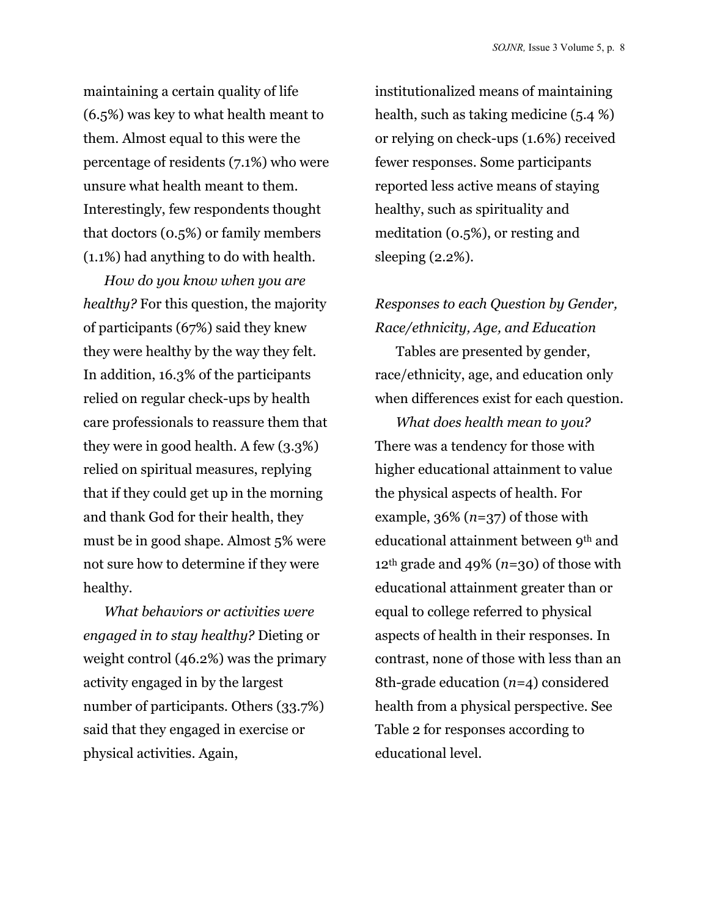maintaining a certain quality of life (6.5%) was key to what health meant to them. Almost equal to this were the percentage of residents (7.1%) who were unsure what health meant to them. Interestingly, few respondents thought that doctors (0.5%) or family members (1.1%) had anything to do with health.

*How do you know when you are healthy?* For this question, the majority of participants (67%) said they knew they were healthy by the way they felt. In addition, 16.3% of the participants relied on regular check-ups by health care professionals to reassure them that they were in good health. A few (3.3%) relied on spiritual measures, replying that if they could get up in the morning and thank God for their health, they must be in good shape. Almost 5% were not sure how to determine if they were healthy.

*What behaviors or activities were engaged in to stay healthy?* Dieting or weight control (46.2%) was the primary activity engaged in by the largest number of participants. Others (33.7%) said that they engaged in exercise or physical activities. Again, institutionalized means of maintaining health, such as taking medicine (5.4 %) or relying on check-ups (1.6%) received fewer responses. Some participants reported less active means of staying healthy, such as spirituality and meditation (0.5%), or resting and sleeping (2.2%).

*Responses to each Question by Gender, Race/ethnicity, Age, and Education*

Tables are presented by gender, race/ethnicity, age, and education only when differences exist for each question.

*What does health mean to you?* There was a tendency for those with higher educational attainment to value the physical aspects of health. For example, 36% (*n*=37) of those with educational attainment between 9th and 12th grade and 49% (*n*=30) of those with educational attainment greater than or equal to college referred to physical aspects of health in their responses. In contrast, none of those with less than an 8th-grade education (*n*=4) considered health from a physical perspective. See Table 2 for responses according to educational level.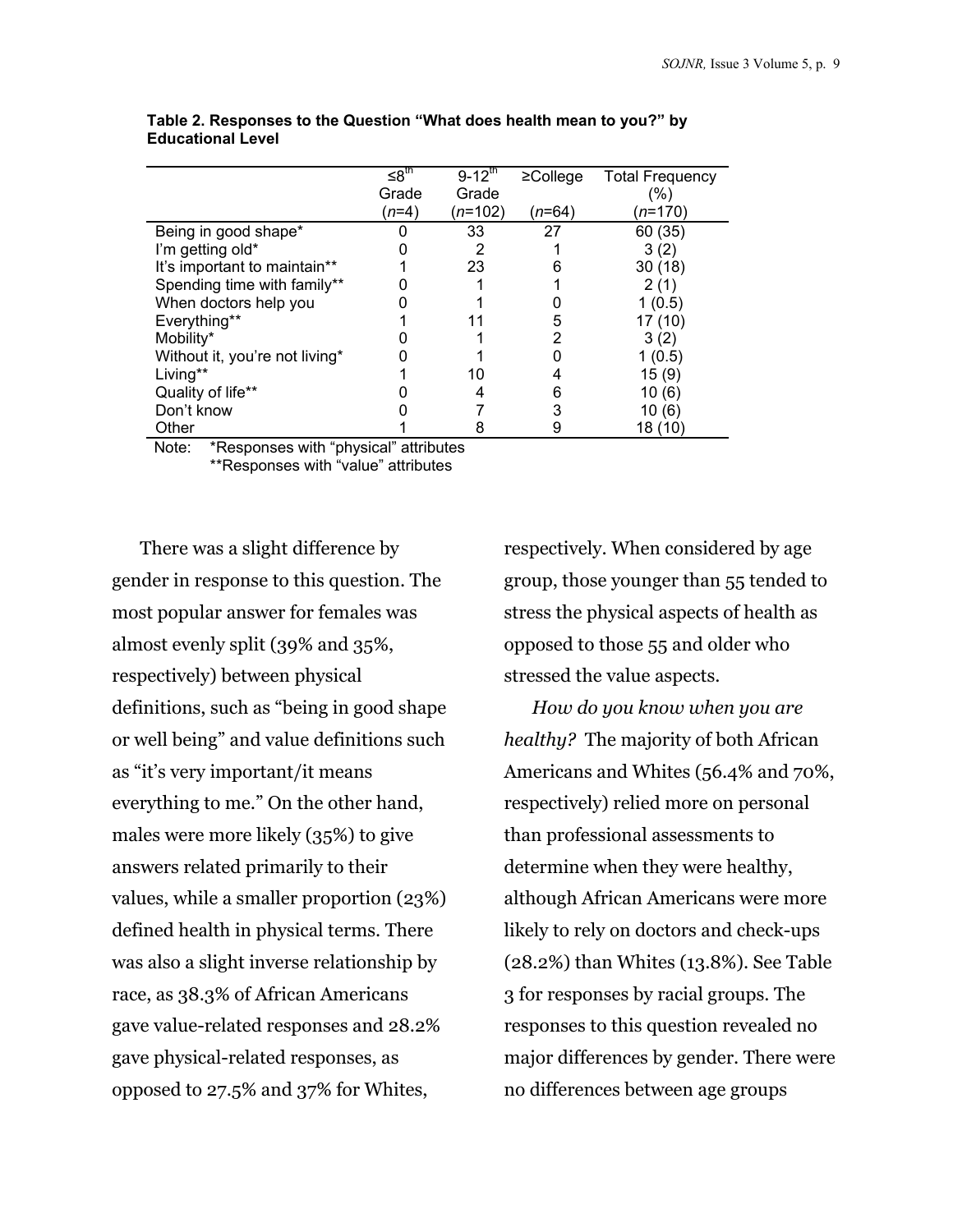**Table 2. Responses to the Question "What does health mean to you?" by Educational Level**

| | ≤8th Grade (*n*=4) | 9-12th Grade (*n*=102) | ≥College (*n*=64) | Total Frequency (%) (*n*=170) |
|---|---|---|---|---|
| Being in good shape* | 0 | 33 | 27 | 60 (35) |
| I'm getting old* | 0 | 2 | 1 | 3 (2) |
| It's important to maintain** | 1 | 23 | 6 | 30 (18) |
| Spending time with family** | 0 | 1 | 1 | 2 (1) |
| When doctors help you | 0 | 1 | 0 | 1 (0.5) |
| Everything** | 1 | 11 | 5 | 17 (10) |
| Mobility* | 0 | 1 | 2 | 3 (2) |
| Without it, you're not living* | 0 | 1 | 0 | 1 (0.5) |
| Living** | 1 | 10 | 4 | 15 (9) |
| Quality of life** | 0 | 4 | 6 | 10 (6) |
| Don't know | 0 | 7 | 3 | 10 (6) |
| Other | 1 | 8 | 9 | 18 (10) |

Note: *Responses with "physical" attributes
**Responses with "value" attributes

There was a slight difference by gender in response to this question. The most popular answer for females was almost evenly split (39% and 35%, respectively) between physical definitions, such as "being in good shape or well being" and value definitions such as "it's very important/it means everything to me." On the other hand, males were more likely (35%) to give answers related primarily to their values, while a smaller proportion (23%) defined health in physical terms. There was also a slight inverse relationship by race, as 38.3% of African Americans gave value-related responses and 28.2% gave physical-related responses, as opposed to 27.5% and 37% for Whites, respectively. When considered by age group, those younger than 55 tended to stress the physical aspects of health as opposed to those 55 and older who stressed the value aspects.

*How do you know when you are healthy?* The majority of both African Americans and Whites (56.4% and 70%, respectively) relied more on personal than professional assessments to determine when they were healthy, although African Americans were more likely to rely on doctors and check-ups (28.2%) than Whites (13.8%). See Table 3 for responses by racial groups. The responses to this question revealed no major differences by gender. There were no differences between age groups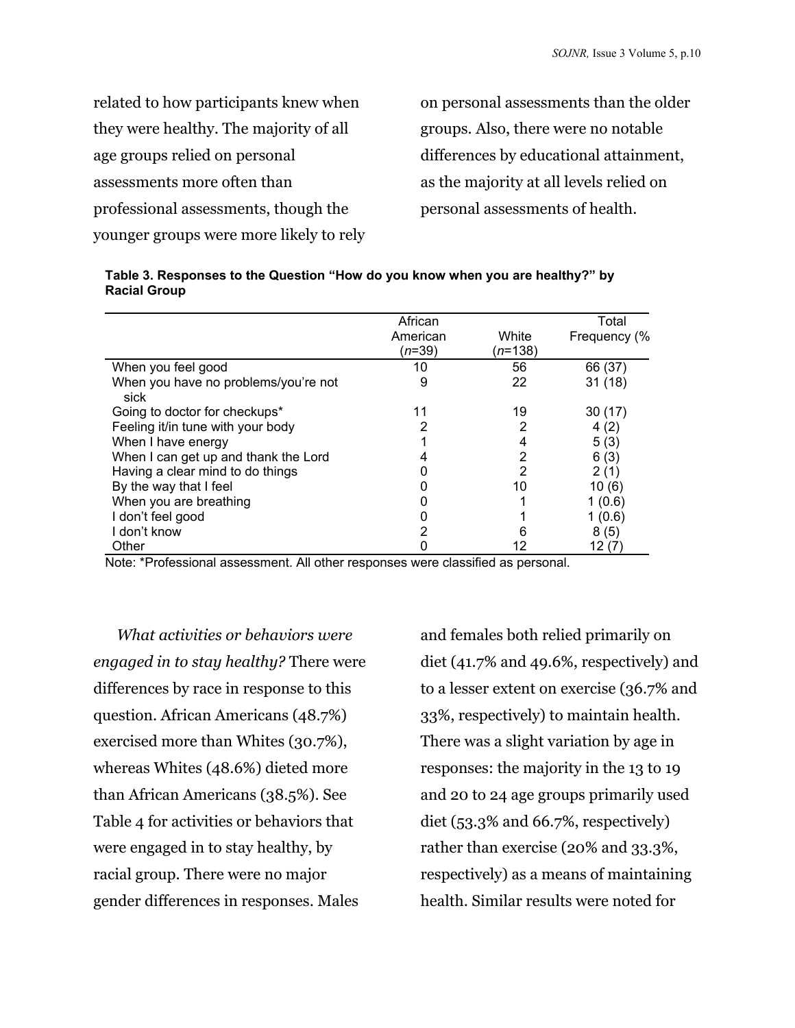related to how participants knew when they were healthy. The majority of all age groups relied on personal assessments more often than professional assessments, though the younger groups were more likely to rely on personal assessments than the older groups. Also, there were no notable differences by educational attainment, as the majority at all levels relied on personal assessments of health.

**Table 3. Responses to the Question "How do you know when you are healthy?" by Racial Group**

| | African American (*n*=39) | White (*n*=138) | Total Frequency (% |
|---|---|---|---|
| When you feel good | 10 | 56 | 66 (37) |
| When you have no problems/you're not sick | 9 | 22 | 31 (18) |
| Going to doctor for checkups* | 11 | 19 | 30 (17) |
| Feeling it/in tune with your body | 2 | 2 | 4 (2) |
| When I have energy | 1 | 4 | 5 (3) |
| When I can get up and thank the Lord | 4 | 2 | 6 (3) |
| Having a clear mind to do things | 0 | 2 | 2 (1) |
| By the way that I feel | 0 | 10 | 10 (6) |
| When you are breathing | 0 | 1 | 1 (0.6) |
| I don't feel good | 0 | 1 | 1 (0.6) |
| I don't know | 2 | 6 | 8 (5) |
| Other | 0 | 12 | 12 (7) |

Note: *Professional assessment. All other responses were classified as personal.

*What activities or behaviors were engaged in to stay healthy?* There were differences by race in response to this question. African Americans (48.7%) exercised more than Whites (30.7%), whereas Whites (48.6%) dieted more than African Americans (38.5%). See Table 4 for activities or behaviors that were engaged in to stay healthy, by racial group. There were no major gender differences in responses. Males and females both relied primarily on diet (41.7% and 49.6%, respectively) and to a lesser extent on exercise (36.7% and 33%, respectively) to maintain health. There was a slight variation by age in responses: the majority in the 13 to 19 and 20 to 24 age groups primarily used diet (53.3% and 66.7%, respectively) rather than exercise (20% and 33.3%, respectively) as a means of maintaining health. Similar results were noted for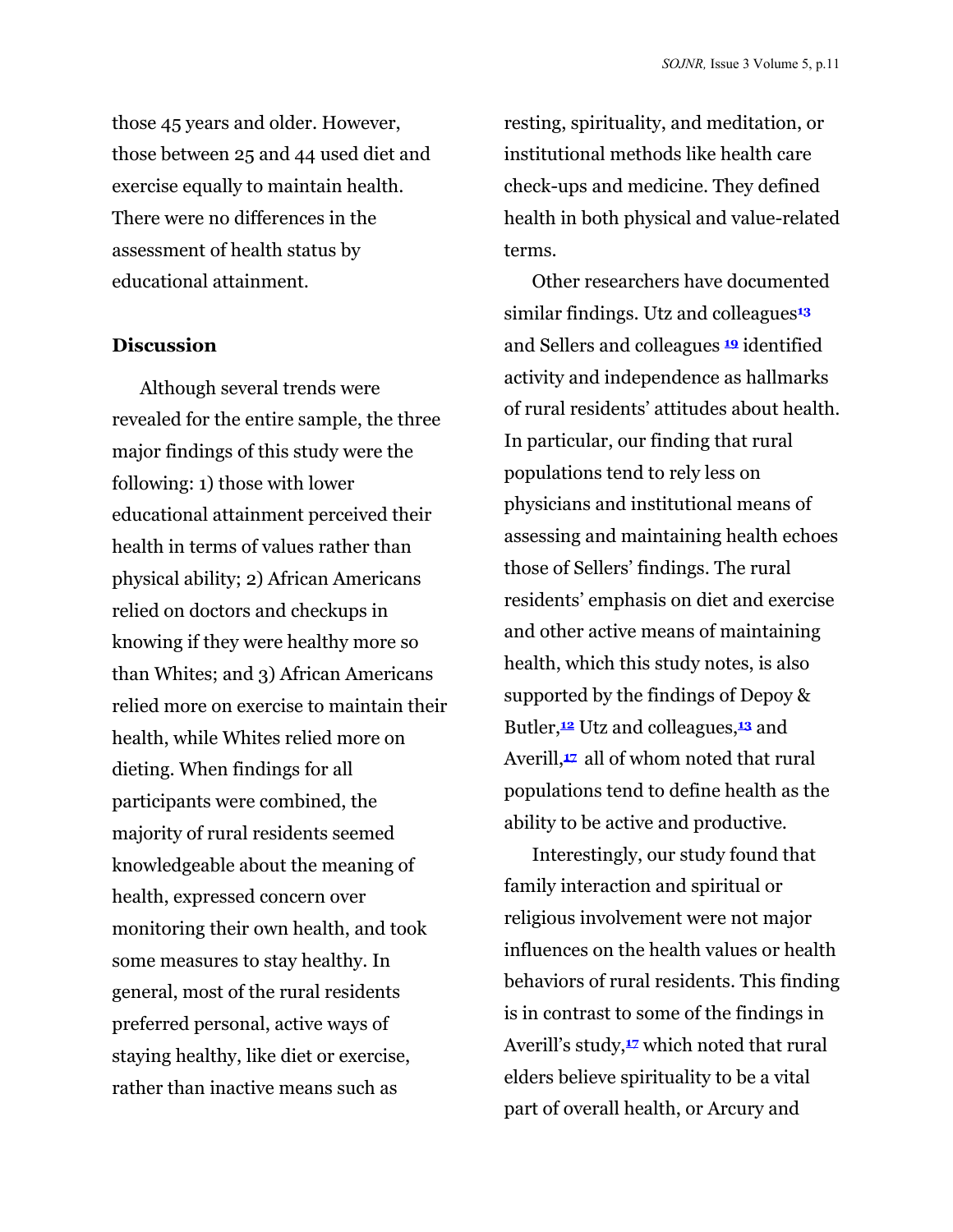those 45 years and older. However, those between 25 and 44 used diet and exercise equally to maintain health. There were no differences in the assessment of health status by educational attainment.

## Discussion

Although several trends were revealed for the entire sample, the three major findings of this study were the following: 1) those with lower educational attainment perceived their health in terms of values rather than physical ability; 2) African Americans relied on doctors and checkups in knowing if they were healthy more so than Whites; and 3) African Americans relied more on exercise to maintain their health, while Whites relied more on dieting. When findings for all participants were combined, the majority of rural residents seemed knowledgeable about the meaning of health, expressed concern over monitoring their own health, and took some measures to stay healthy. In general, most of the rural residents preferred personal, active ways of staying healthy, like diet or exercise, rather than inactive means such as resting, spirituality, and meditation, or institutional methods like health care check-ups and medicine. They defined health in both physical and value-related terms.

Other researchers have documented similar findings. Utz and colleagues[13] and Sellers and colleagues [19] identified activity and independence as hallmarks of rural residents' attitudes about health. In particular, our finding that rural populations tend to rely less on physicians and institutional means of assessing and maintaining health echoes those of Sellers' findings. The rural residents' emphasis on diet and exercise and other active means of maintaining health, which this study notes, is also supported by the findings of Depoy & Butler,[12] Utz and colleagues,[13] and Averill,[17] all of whom noted that rural populations tend to define health as the ability to be active and productive.

Interestingly, our study found that family interaction and spiritual or religious involvement were not major influences on the health values or health behaviors of rural residents. This finding is in contrast to some of the findings in Averill's study,[17] which noted that rural elders believe spirituality to be a vital part of overall health, or Arcury and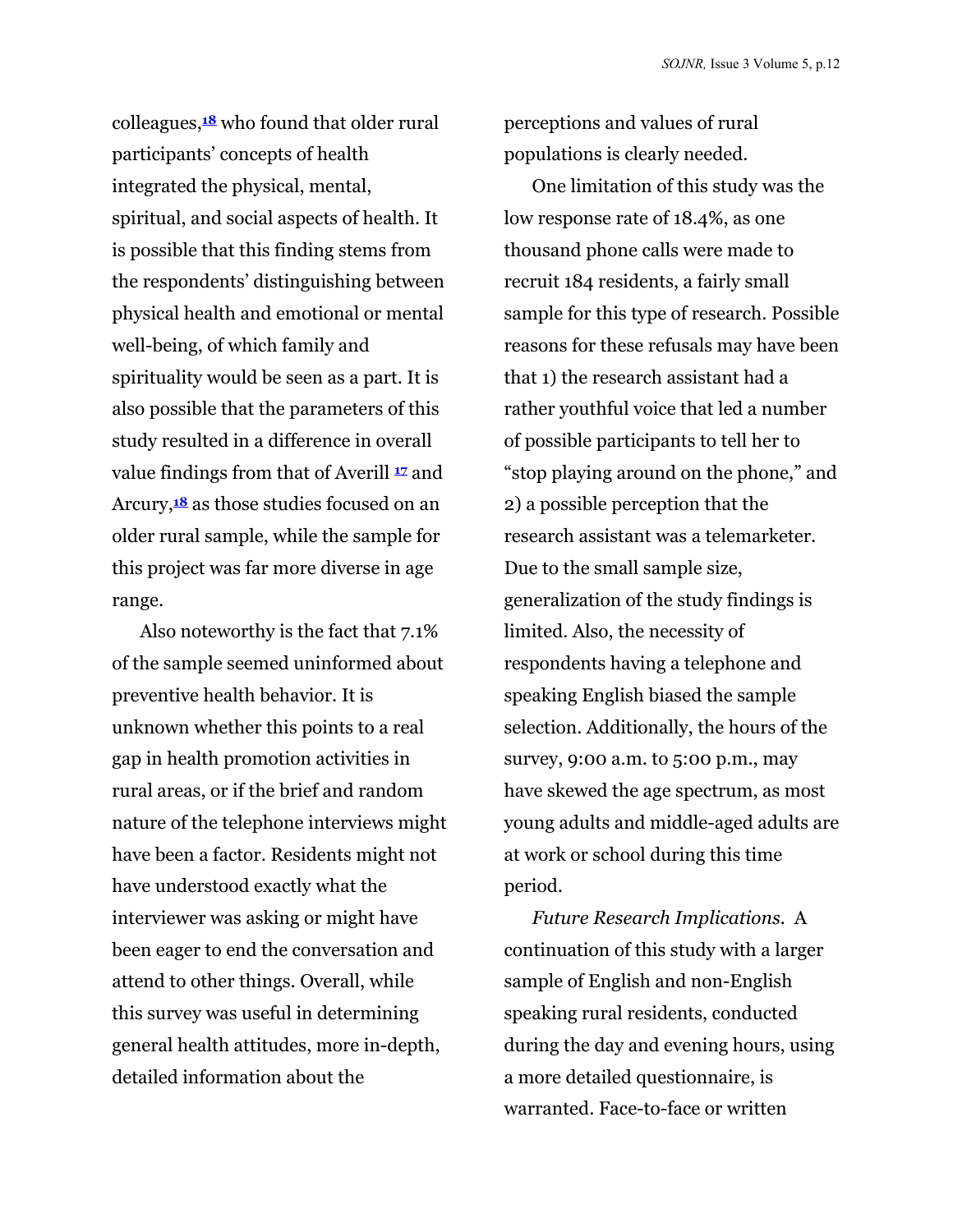colleagues,[18] who found that older rural participants' concepts of health integrated the physical, mental, spiritual, and social aspects of health. It is possible that this finding stems from the respondents' distinguishing between physical health and emotional or mental well-being, of which family and spirituality would be seen as a part. It is also possible that the parameters of this study resulted in a difference in overall value findings from that of Averill [17] and Arcury,[18] as those studies focused on an older rural sample, while the sample for this project was far more diverse in age range.

Also noteworthy is the fact that 7.1% of the sample seemed uninformed about preventive health behavior. It is unknown whether this points to a real gap in health promotion activities in rural areas, or if the brief and random nature of the telephone interviews might have been a factor. Residents might not have understood exactly what the interviewer was asking or might have been eager to end the conversation and attend to other things. Overall, while this survey was useful in determining general health attitudes, more in-depth, detailed information about the perceptions and values of rural populations is clearly needed.

One limitation of this study was the low response rate of 18.4%, as one thousand phone calls were made to recruit 184 residents, a fairly small sample for this type of research. Possible reasons for these refusals may have been that 1) the research assistant had a rather youthful voice that led a number of possible participants to tell her to "stop playing around on the phone," and 2) a possible perception that the research assistant was a telemarketer. Due to the small sample size, generalization of the study findings is limited. Also, the necessity of respondents having a telephone and speaking English biased the sample selection. Additionally, the hours of the survey, 9:00 a.m. to 5:00 p.m., may have skewed the age spectrum, as most young adults and middle-aged adults are at work or school during this time period.

*Future Research Implications.* A continuation of this study with a larger sample of English and non-English speaking rural residents, conducted during the day and evening hours, using a more detailed questionnaire, is warranted. Face-to-face or written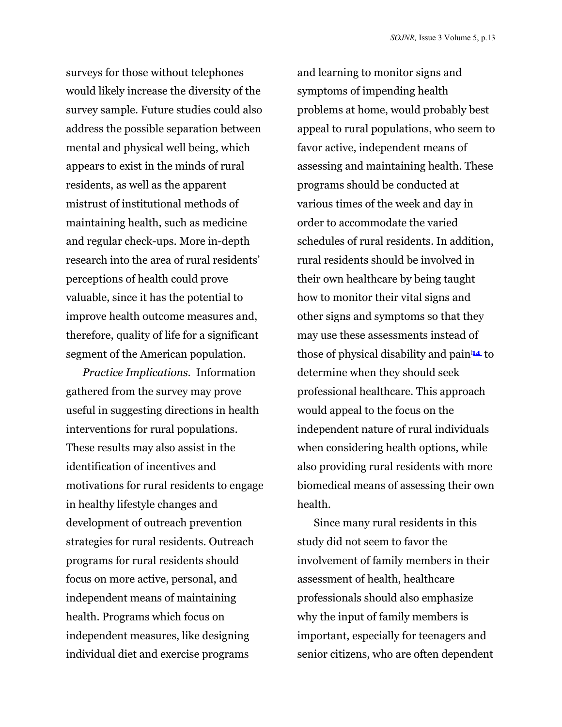surveys for those without telephones would likely increase the diversity of the survey sample. Future studies could also address the possible separation between mental and physical well being, which appears to exist in the minds of rural residents, as well as the apparent mistrust of institutional methods of maintaining health, such as medicine and regular check-ups. More in-depth research into the area of rural residents' perceptions of health could prove valuable, since it has the potential to improve health outcome measures and, therefore, quality of life for a significant segment of the American population.

*Practice Implications.* Information gathered from the survey may prove useful in suggesting directions in health interventions for rural populations. These results may also assist in the identification of incentives and motivations for rural residents to engage in healthy lifestyle changes and development of outreach prevention strategies for rural residents. Outreach programs for rural residents should focus on more active, personal, and independent means of maintaining health. Programs which focus on independent measures, like designing individual diet and exercise programs and learning to monitor signs and symptoms of impending health problems at home, would probably best appeal to rural populations, who seem to favor active, independent means of assessing and maintaining health. These programs should be conducted at various times of the week and day in order to accommodate the varied schedules of rural residents. In addition, rural residents should be involved in their own healthcare by being taught how to monitor their vital signs and other signs and symptoms so that they may use these assessments instead of those of physical disability and pain[14] to determine when they should seek professional healthcare. This approach would appeal to the focus on the independent nature of rural individuals when considering health options, while also providing rural residents with more biomedical means of assessing their own health.

Since many rural residents in this study did not seem to favor the involvement of family members in their assessment of health, healthcare professionals should also emphasize why the input of family members is important, especially for teenagers and senior citizens, who are often dependent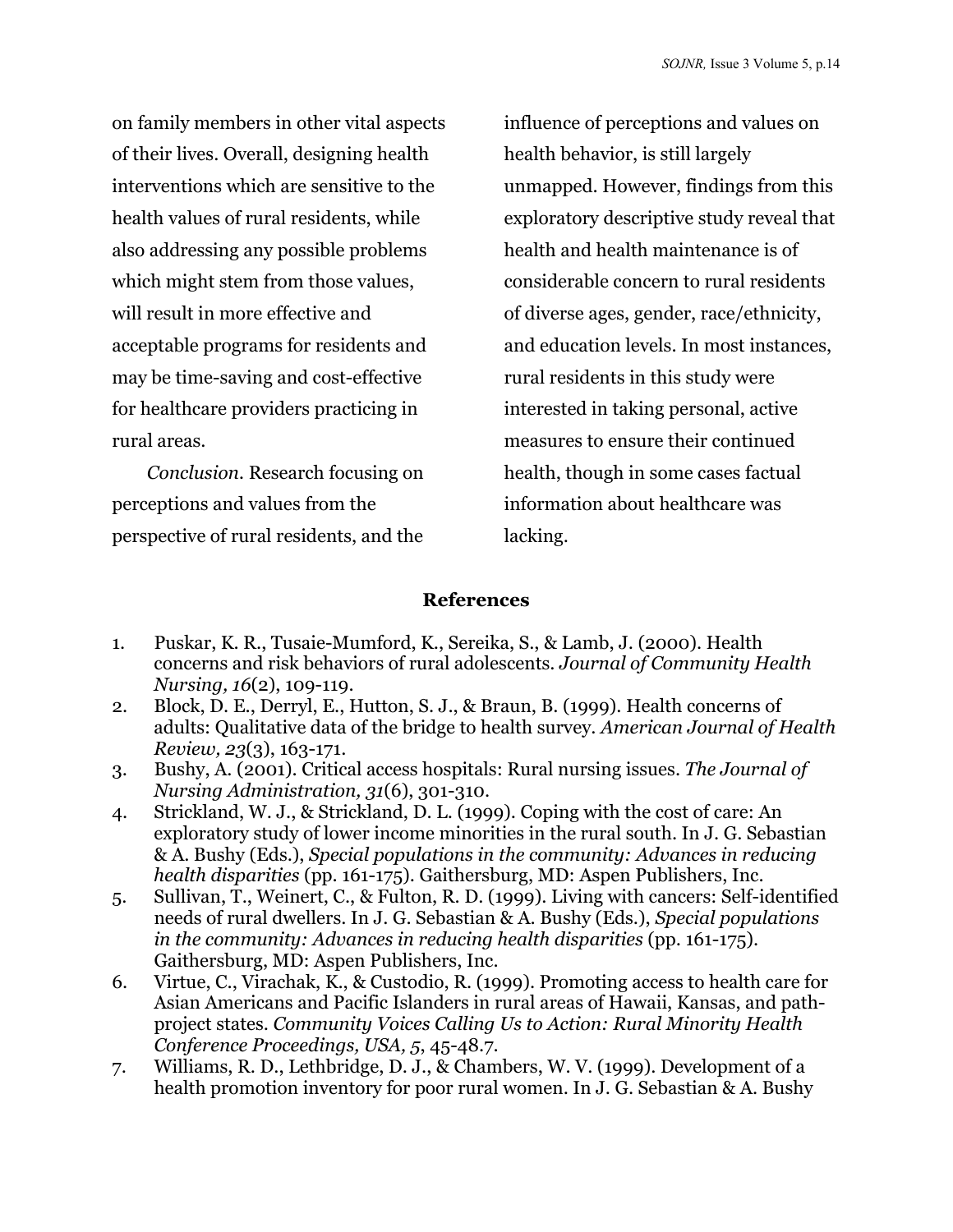on family members in other vital aspects of their lives. Overall, designing health interventions which are sensitive to the health values of rural residents, while also addressing any possible problems which might stem from those values, will result in more effective and acceptable programs for residents and may be time-saving and cost-effective for healthcare providers practicing in rural areas.

*Conclusion.* Research focusing on perceptions and values from the perspective of rural residents, and the influence of perceptions and values on health behavior, is still largely unmapped. However, findings from this exploratory descriptive study reveal that health and health maintenance is of considerable concern to rural residents of diverse ages, gender, race/ethnicity, and education levels. In most instances, rural residents in this study were interested in taking personal, active measures to ensure their continued health, though in some cases factual information about healthcare was lacking.

## References

1. Puskar, K. R., Tusaie-Mumford, K., Sereika, S., & Lamb, J. (2000). Health concerns and risk behaviors of rural adolescents. *Journal of Community Health Nursing, 16*(2), 109-119.
2. Block, D. E., Derryl, E., Hutton, S. J., & Braun, B. (1999). Health concerns of adults: Qualitative data of the bridge to health survey. *American Journal of Health Review, 23*(3), 163-171.
3. Bushy, A. (2001). Critical access hospitals: Rural nursing issues. *The Journal of Nursing Administration, 31*(6), 301-310.
4. Strickland, W. J., & Strickland, D. L. (1999). Coping with the cost of care: An exploratory study of lower income minorities in the rural south. In J. G. Sebastian & A. Bushy (Eds.), *Special populations in the community: Advances in reducing health disparities* (pp. 161-175). Gaithersburg, MD: Aspen Publishers, Inc.
5. Sullivan, T., Weinert, C., & Fulton, R. D. (1999). Living with cancers: Self-identified needs of rural dwellers. In J. G. Sebastian & A. Bushy (Eds.), *Special populations in the community: Advances in reducing health disparities* (pp. 161-175). Gaithersburg, MD: Aspen Publishers, Inc.
6. Virtue, C., Virachak, K., & Custodio, R. (1999). Promoting access to health care for Asian Americans and Pacific Islanders in rural areas of Hawaii, Kansas, and path-project states. *Community Voices Calling Us to Action: Rural Minority Health Conference Proceedings, USA, 5*, 45-48.7.
7. Williams, R. D., Lethbridge, D. J., & Chambers, W. V. (1999). Development of a health promotion inventory for poor rural women. In J. G. Sebastian & A. Bushy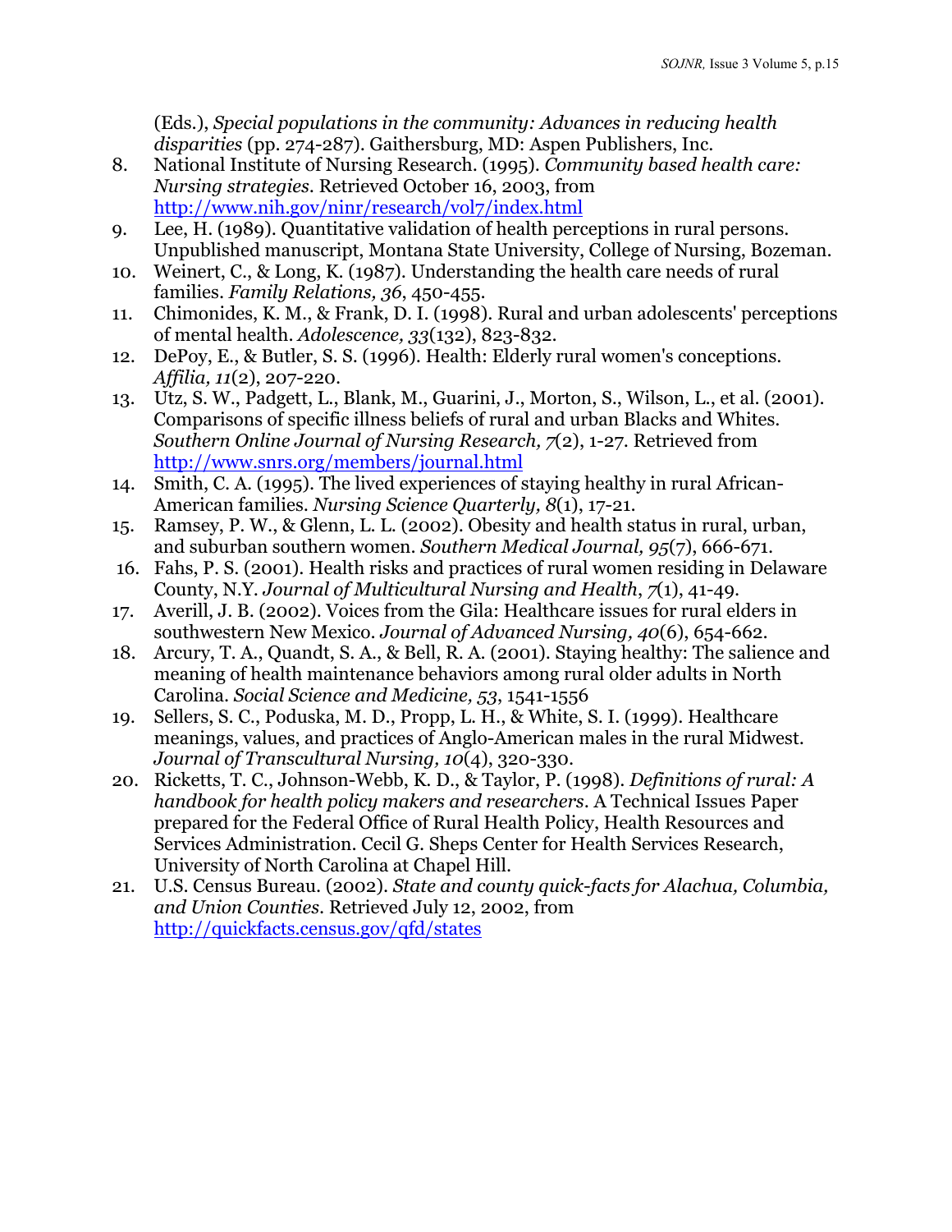(Eds.), *Special populations in the community: Advances in reducing health disparities* (pp. 274-287). Gaithersburg, MD: Aspen Publishers, Inc.

8. National Institute of Nursing Research. (1995). *Community based health care: Nursing strategies*. Retrieved October 16, 2003, from http://www.nih.gov/ninr/research/vol7/index.html
9. Lee, H. (1989). Quantitative validation of health perceptions in rural persons. Unpublished manuscript, Montana State University, College of Nursing, Bozeman.
10. Weinert, C., & Long, K. (1987). Understanding the health care needs of rural families. *Family Relations, 36*, 450-455.
11. Chimonides, K. M., & Frank, D. I. (1998). Rural and urban adolescents' perceptions of mental health. *Adolescence, 33*(132), 823-832.
12. DePoy, E., & Butler, S. S. (1996). Health: Elderly rural women's conceptions. *Affilia, 11*(2), 207-220.
13. Utz, S. W., Padgett, L., Blank, M., Guarini, J., Morton, S., Wilson, L., et al. (2001). Comparisons of specific illness beliefs of rural and urban Blacks and Whites. *Southern Online Journal of Nursing Research, 7*(2), 1-27. Retrieved from http://www.snrs.org/members/journal.html
14. Smith, C. A. (1995). The lived experiences of staying healthy in rural African-American families. *Nursing Science Quarterly, 8*(1), 17-21.
15. Ramsey, P. W., & Glenn, L. L. (2002). Obesity and health status in rural, urban, and suburban southern women. *Southern Medical Journal, 95*(7), 666-671.
16. Fahs, P. S. (2001). Health risks and practices of rural women residing in Delaware County, N.Y. *Journal of Multicultural Nursing and Health*, *7*(1), 41-49.
17. Averill, J. B. (2002). Voices from the Gila: Healthcare issues for rural elders in southwestern New Mexico. *Journal of Advanced Nursing, 40*(6), 654-662.
18. Arcury, T. A., Quandt, S. A., & Bell, R. A. (2001). Staying healthy: The salience and meaning of health maintenance behaviors among rural older adults in North Carolina. *Social Science and Medicine, 53*, 1541-1556
19. Sellers, S. C., Poduska, M. D., Propp, L. H., & White, S. I. (1999). Healthcare meanings, values, and practices of Anglo-American males in the rural Midwest. *Journal of Transcultural Nursing, 10*(4), 320-330.
20. Ricketts, T. C., Johnson-Webb, K. D., & Taylor, P. (1998). *Definitions of rural: A handbook for health policy makers and researchers*. A Technical Issues Paper prepared for the Federal Office of Rural Health Policy, Health Resources and Services Administration. Cecil G. Sheps Center for Health Services Research, University of North Carolina at Chapel Hill.
21. U.S. Census Bureau. (2002). *State and county quick-facts for Alachua, Columbia, and Union Counties.* Retrieved July 12, 2002, from http://quickfacts.census.gov/qfd/states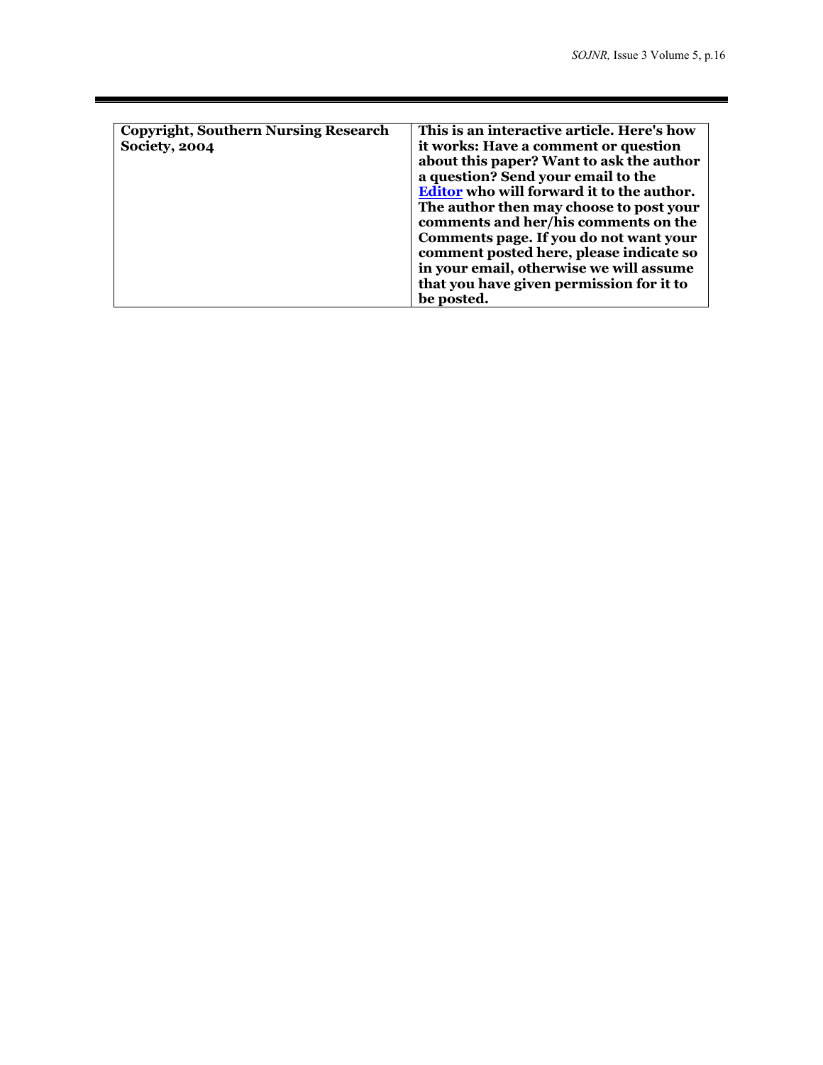| | |
|---|---|
| **Copyright, Southern Nursing Research Society, 2004** | **This is an interactive article. Here's how it works: Have a comment or question about this paper? Want to ask the author a question? Send your email to the Editor who will forward it to the author. The author then may choose to post your comments and her/his comments on the Comments page. If you do not want your comment posted here, please indicate so in your email, otherwise we will assume that you have given permission for it to be posted.** |